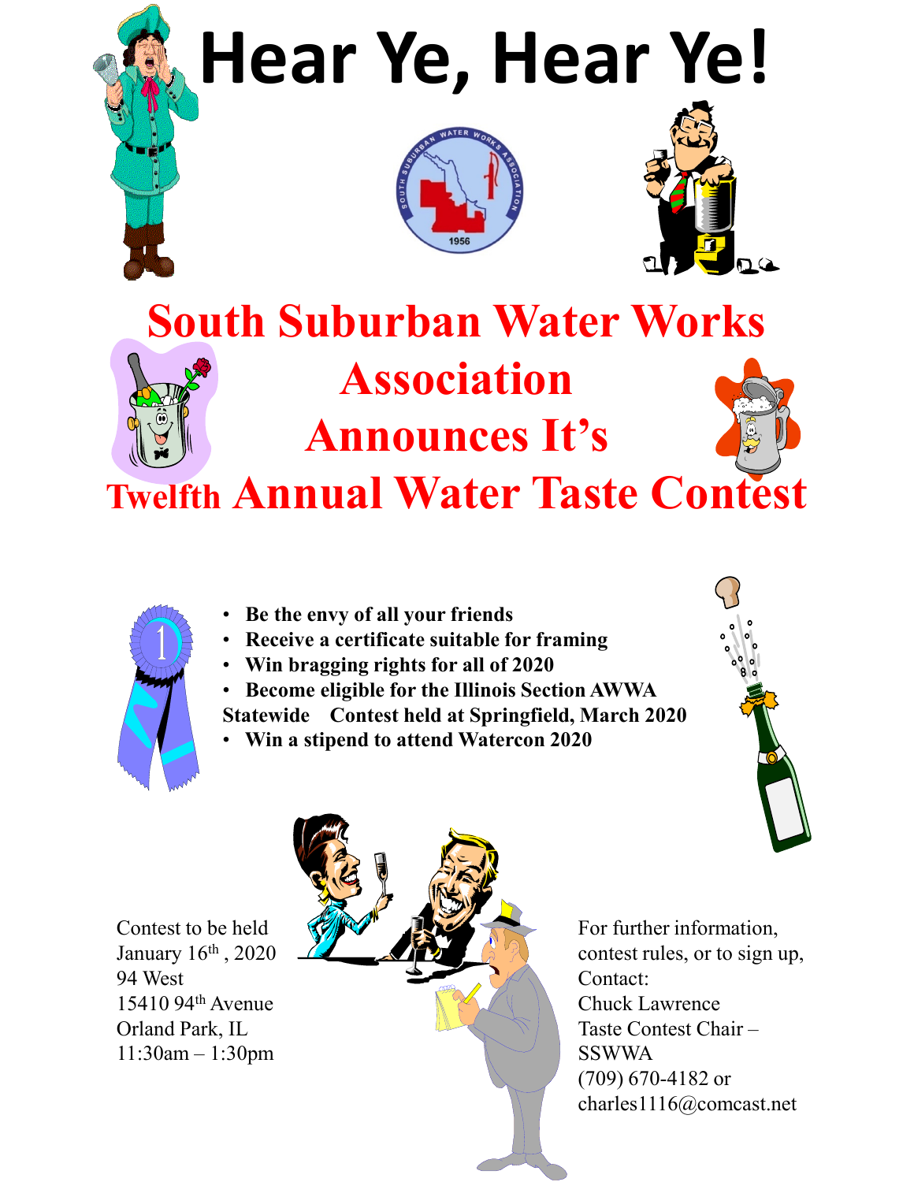# Hear Ye, Hear Ye!

## South Suburban Water Works Association Announces It's Twelfth Annual Water Taste Contest

- **Be the envy of all your friends**
- **Receive a certificate suitable for framing**
- **Win bragging rights for all of 2020**
- **Become eligible for the Illinois Section AWWA Statewide Contest held at Springfield, March 2020**
- **Win a stipend to attend Watercon 2020**

Contest to be held
January 16th, 2020
94 West
15410 94th Avenue
Orland Park, IL
11:30am – 1:30pm

For further information, contest rules, or to sign up,
Contact:
Chuck Lawrence
Taste Contest Chair – SSWWA
(709) 670-4182 or
charles1116@comcast.net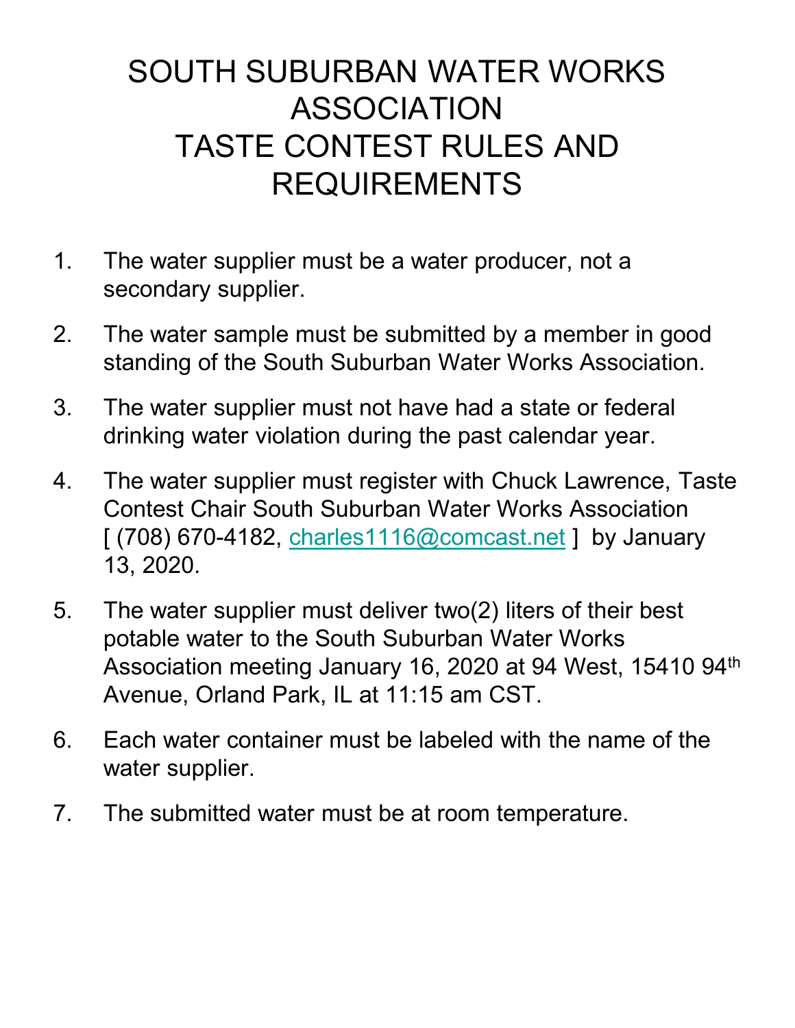# SOUTH SUBURBAN WATER WORKS ASSOCIATION TASTE CONTEST RULES AND REQUIREMENTS

1. The water supplier must be a water producer, not a secondary supplier.

2. The water sample must be submitted by a member in good standing of the South Suburban Water Works Association.

3. The water supplier must not have had a state or federal drinking water violation during the past calendar year.

4. The water supplier must register with Chuck Lawrence, Taste Contest Chair South Suburban Water Works Association [ (708) 670-4182, charles1116@comcast.net ] by January 13, 2020.

5. The water supplier must deliver two(2) liters of their best potable water to the South Suburban Water Works Association meeting January 16, 2020 at 94 West, 15410 94th Avenue, Orland Park, IL at 11:15 am CST.

6. Each water container must be labeled with the name of the water supplier.

7. The submitted water must be at room temperature.